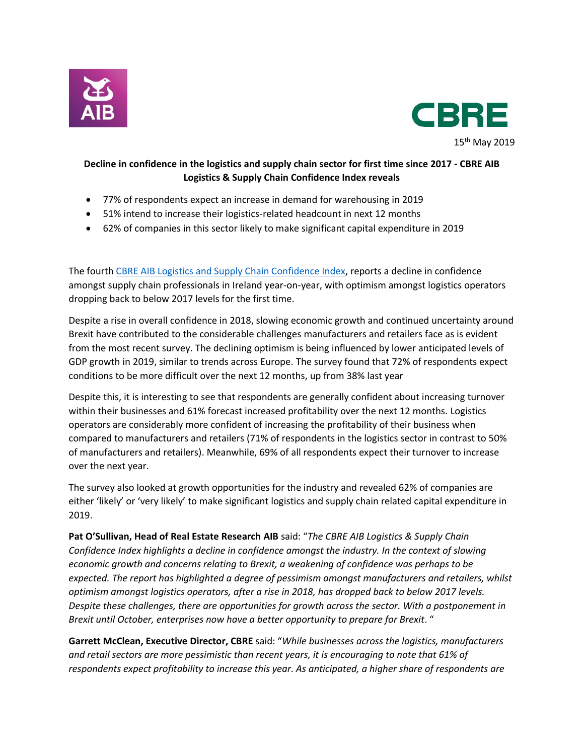AIB

CBRE

15th May 2019

**Decline in confidence in the logistics and supply chain sector for first time since 2017 - CBRE AIB Logistics & Supply Chain Confidence Index reveals**

- 77% of respondents expect an increase in demand for warehousing in 2019
- 51% intend to increase their logistics-related headcount in next 12 months
- 62% of companies in this sector likely to make significant capital expenditure in 2019

The fourth [CBRE AIB Logistics and Supply Chain Confidence Index](), reports a decline in confidence amongst supply chain professionals in Ireland year-on-year, with optimism amongst logistics operators dropping back to below 2017 levels for the first time.

Despite a rise in overall confidence in 2018, slowing economic growth and continued uncertainty around Brexit have contributed to the considerable challenges manufacturers and retailers face as is evident from the most recent survey. The declining optimism is being influenced by lower anticipated levels of GDP growth in 2019, similar to trends across Europe. The survey found that 72% of respondents expect conditions to be more difficult over the next 12 months, up from 38% last year

Despite this, it is interesting to see that respondents are generally confident about increasing turnover within their businesses and 61% forecast increased profitability over the next 12 months. Logistics operators are considerably more confident of increasing the profitability of their business when compared to manufacturers and retailers (71% of respondents in the logistics sector in contrast to 50% of manufacturers and retailers). Meanwhile, 69% of all respondents expect their turnover to increase over the next year.

The survey also looked at growth opportunities for the industry and revealed 62% of companies are either 'likely' or 'very likely' to make significant logistics and supply chain related capital expenditure in 2019.

**Pat O'Sullivan, Head of Real Estate Research AIB** said: "*The CBRE AIB Logistics & Supply Chain Confidence Index highlights a decline in confidence amongst the industry. In the context of slowing economic growth and concerns relating to Brexit, a weakening of confidence was perhaps to be expected. The report has highlighted a degree of pessimism amongst manufacturers and retailers, whilst optimism amongst logistics operators, after a rise in 2018, has dropped back to below 2017 levels. Despite these challenges, there are opportunities for growth across the sector. With a postponement in Brexit until October, enterprises now have a better opportunity to prepare for Brexit*. "

**Garrett McClean, Executive Director, CBRE** said: "*While businesses across the logistics, manufacturers and retail sectors are more pessimistic than recent years, it is encouraging to note that 61% of respondents expect profitability to increase this year. As anticipated, a higher share of respondents are*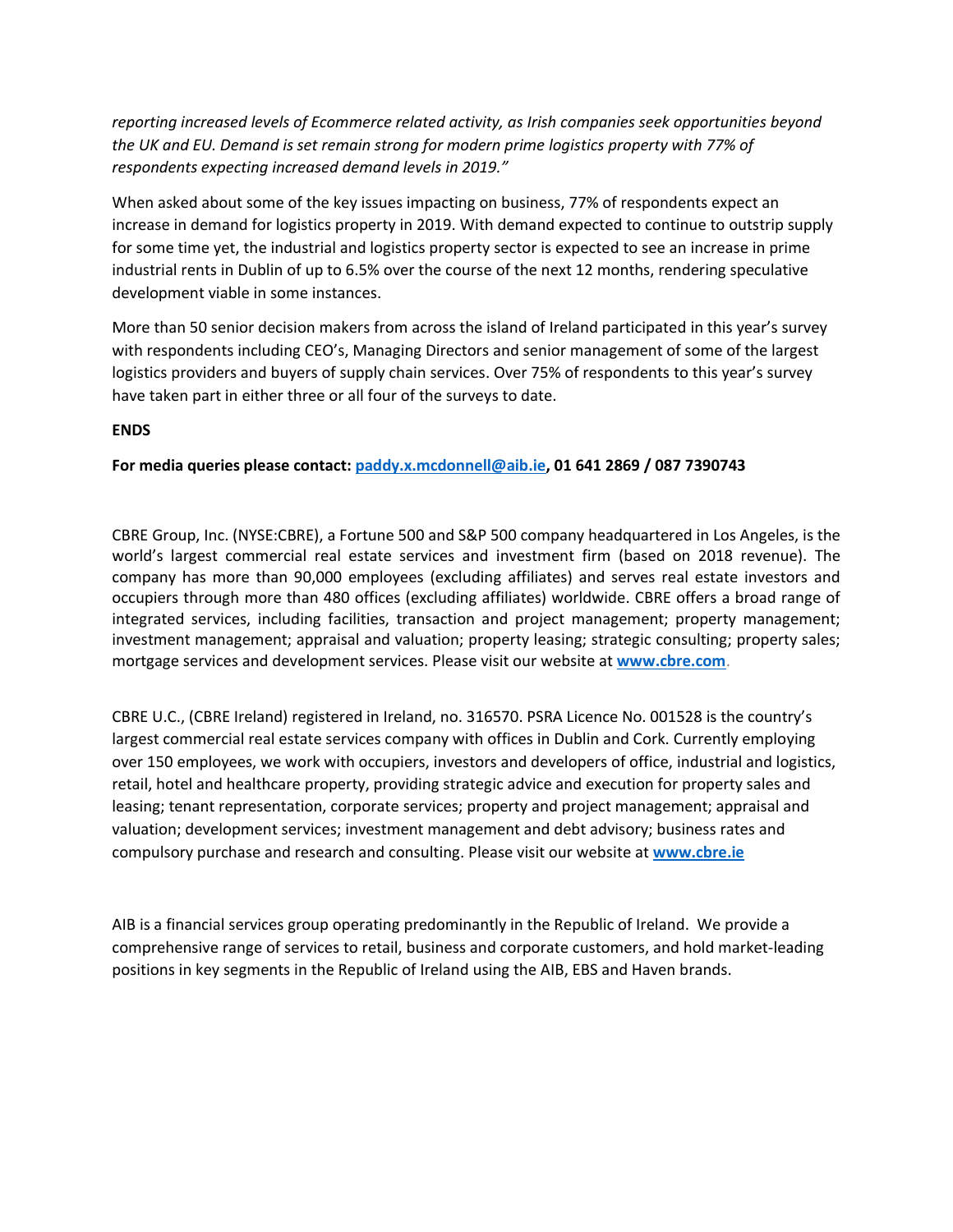*reporting increased levels of Ecommerce related activity, as Irish companies seek opportunities beyond the UK and EU. Demand is set remain strong for modern prime logistics property with 77% of respondents expecting increased demand levels in 2019."*

When asked about some of the key issues impacting on business, 77% of respondents expect an increase in demand for logistics property in 2019. With demand expected to continue to outstrip supply for some time yet, the industrial and logistics property sector is expected to see an increase in prime industrial rents in Dublin of up to 6.5% over the course of the next 12 months, rendering speculative development viable in some instances.

More than 50 senior decision makers from across the island of Ireland participated in this year's survey with respondents including CEO's, Managing Directors and senior management of some of the largest logistics providers and buyers of supply chain services. Over 75% of respondents to this year's survey have taken part in either three or all four of the surveys to date.

**ENDS**

**For media queries please contact: paddy.x.mcdonnell@aib.ie, 01 641 2869 / 087 7390743**

CBRE Group, Inc. (NYSE:CBRE), a Fortune 500 and S&P 500 company headquartered in Los Angeles, is the world's largest commercial real estate services and investment firm (based on 2018 revenue). The company has more than 90,000 employees (excluding affiliates) and serves real estate investors and occupiers through more than 480 offices (excluding affiliates) worldwide. CBRE offers a broad range of integrated services, including facilities, transaction and project management; property management; investment management; appraisal and valuation; property leasing; strategic consulting; property sales; mortgage services and development services. Please visit our website at **www.cbre.com**.

CBRE U.C., (CBRE Ireland) registered in Ireland, no. 316570. PSRA Licence No. 001528 is the country's largest commercial real estate services company with offices in Dublin and Cork. Currently employing over 150 employees, we work with occupiers, investors and developers of office, industrial and logistics, retail, hotel and healthcare property, providing strategic advice and execution for property sales and leasing; tenant representation, corporate services; property and project management; appraisal and valuation; development services; investment management and debt advisory; business rates and compulsory purchase and research and consulting. Please visit our website at **www.cbre.ie**

AIB is a financial services group operating predominantly in the Republic of Ireland. We provide a comprehensive range of services to retail, business and corporate customers, and hold market-leading positions in key segments in the Republic of Ireland using the AIB, EBS and Haven brands.